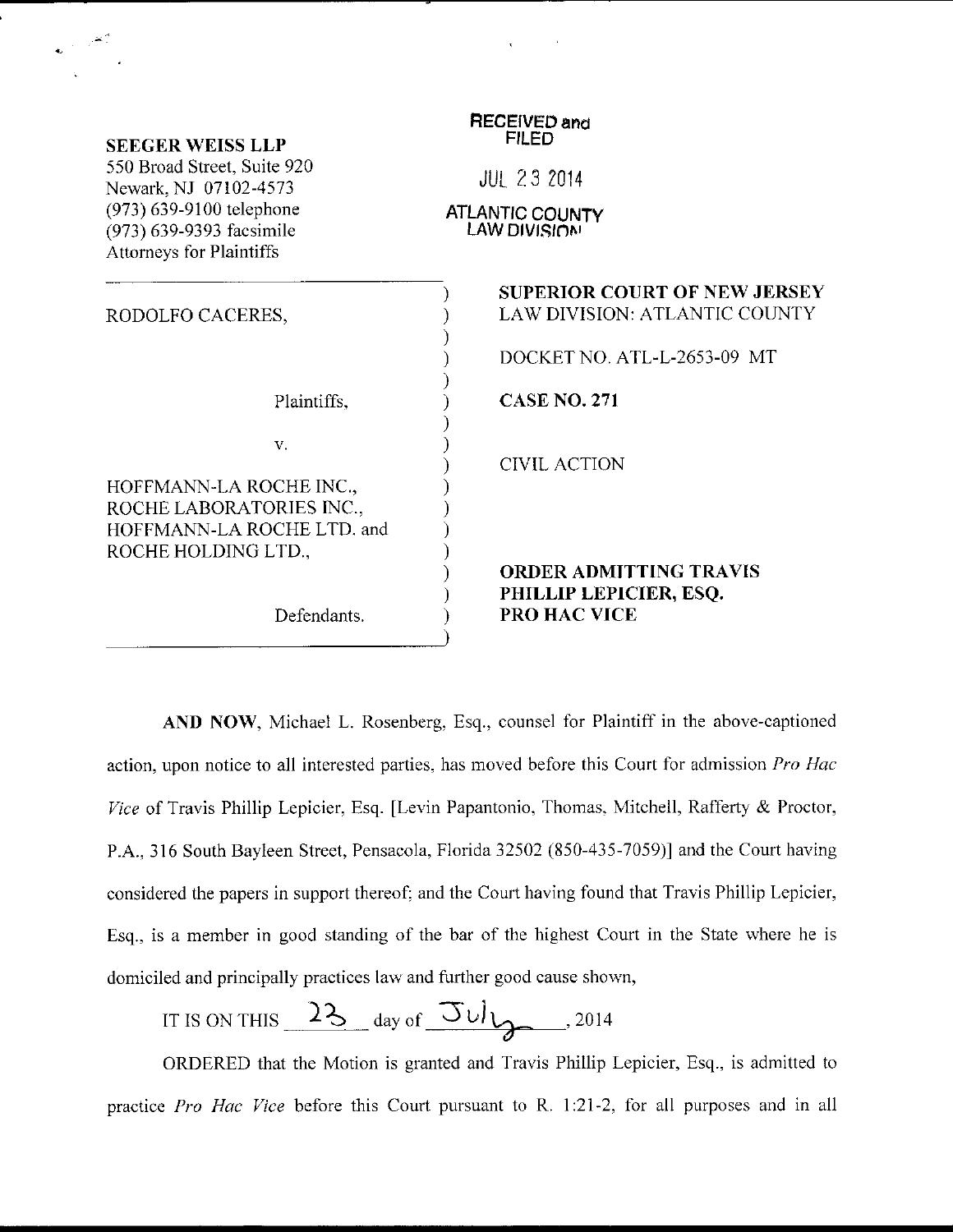**SEEGER WEISS LLP**
550 Broad Street, Suite 920
Newark, NJ 07102-4573
(973) 639-9100 telephone
(973) 639-9393 facsimile
Attorneys for Plaintiffs

RECEIVED and FILED

JUL 23 2014

ATLANTIC COUNTY LAW DIVISION

| | |
|---|---|
| RODOLFO CACERES,<br><br>Plaintiffs,<br><br>v.<br><br>HOFFMANN-LA ROCHE INC., ROCHE LABORATORIES INC., HOFFMANN-LA ROCHE LTD. and ROCHE HOLDING LTD.,<br><br>Defendants. | **SUPERIOR COURT OF NEW JERSEY**<br>LAW DIVISION: ATLANTIC COUNTY<br><br>DOCKET NO. ATL-L-2653-09 MT<br><br>**CASE NO. 271**<br><br>CIVIL ACTION<br><br>**ORDER ADMITTING TRAVIS PHILLIP LEPICIER, ESQ. PRO HAC VICE** |

**AND NOW**, Michael L. Rosenberg, Esq., counsel for Plaintiff in the above-captioned action, upon notice to all interested parties, has moved before this Court for admission *Pro Hac Vice* of Travis Phillip Lepicier, Esq. [Levin Papantonio, Thomas, Mitchell, Rafferty & Proctor, P.A., 316 South Bayleen Street, Pensacola, Florida 32502 (850-435-7059)] and the Court having considered the papers in support thereof; and the Court having found that Travis Phillip Lepicier, Esq., is a member in good standing of the bar of the highest Court in the State where he is domiciled and principally practices law and further good cause shown,

IT IS ON THIS 23 day of July, 2014

ORDERED that the Motion is granted and Travis Phillip Lepicier, Esq., is admitted to practice *Pro Hac Vice* before this Court pursuant to R. 1:21-2, for all purposes and in all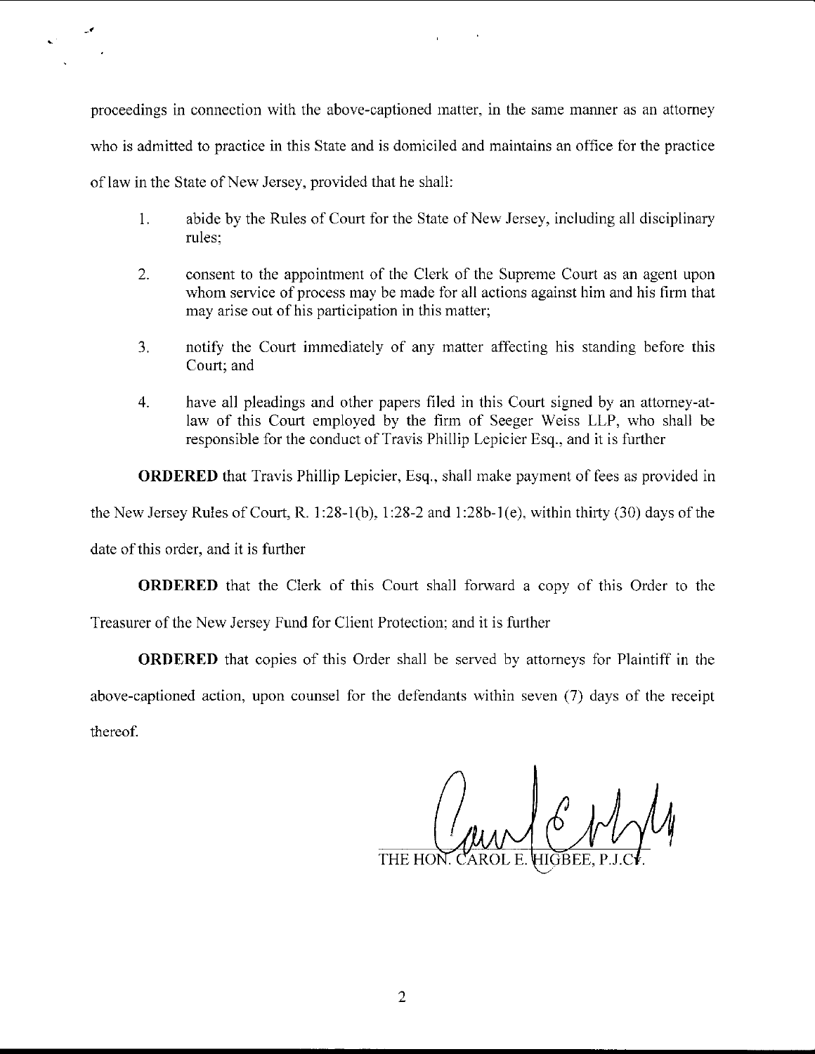proceedings in connection with the above-captioned matter, in the same manner as an attorney who is admitted to practice in this State and is domiciled and maintains an office for the practice of law in the State of New Jersey, provided that he shall:

1. abide by the Rules of Court for the State of New Jersey, including all disciplinary rules;

2. consent to the appointment of the Clerk of the Supreme Court as an agent upon whom service of process may be made for all actions against him and his firm that may arise out of his participation in this matter;

3. notify the Court immediately of any matter affecting his standing before this Court; and

4. have all pleadings and other papers filed in this Court signed by an attorney-at-law of this Court employed by the firm of Seeger Weiss LLP, who shall be responsible for the conduct of Travis Phillip Lepicier Esq., and it is further

**ORDERED** that Travis Phillip Lepicier, Esq., shall make payment of fees as provided in the New Jersey Rules of Court, R. 1:28-1(b), 1:28-2 and 1:28b-1(e), within thirty (30) days of the date of this order, and it is further

**ORDERED** that the Clerk of this Court shall forward a copy of this Order to the Treasurer of the New Jersey Fund for Client Protection; and it is further

**ORDERED** that copies of this Order shall be served by attorneys for Plaintiff in the above-captioned action, upon counsel for the defendants within seven (7) days of the receipt thereof.

THE HON. CAROL E. HIGBEE, P.J.Cv.